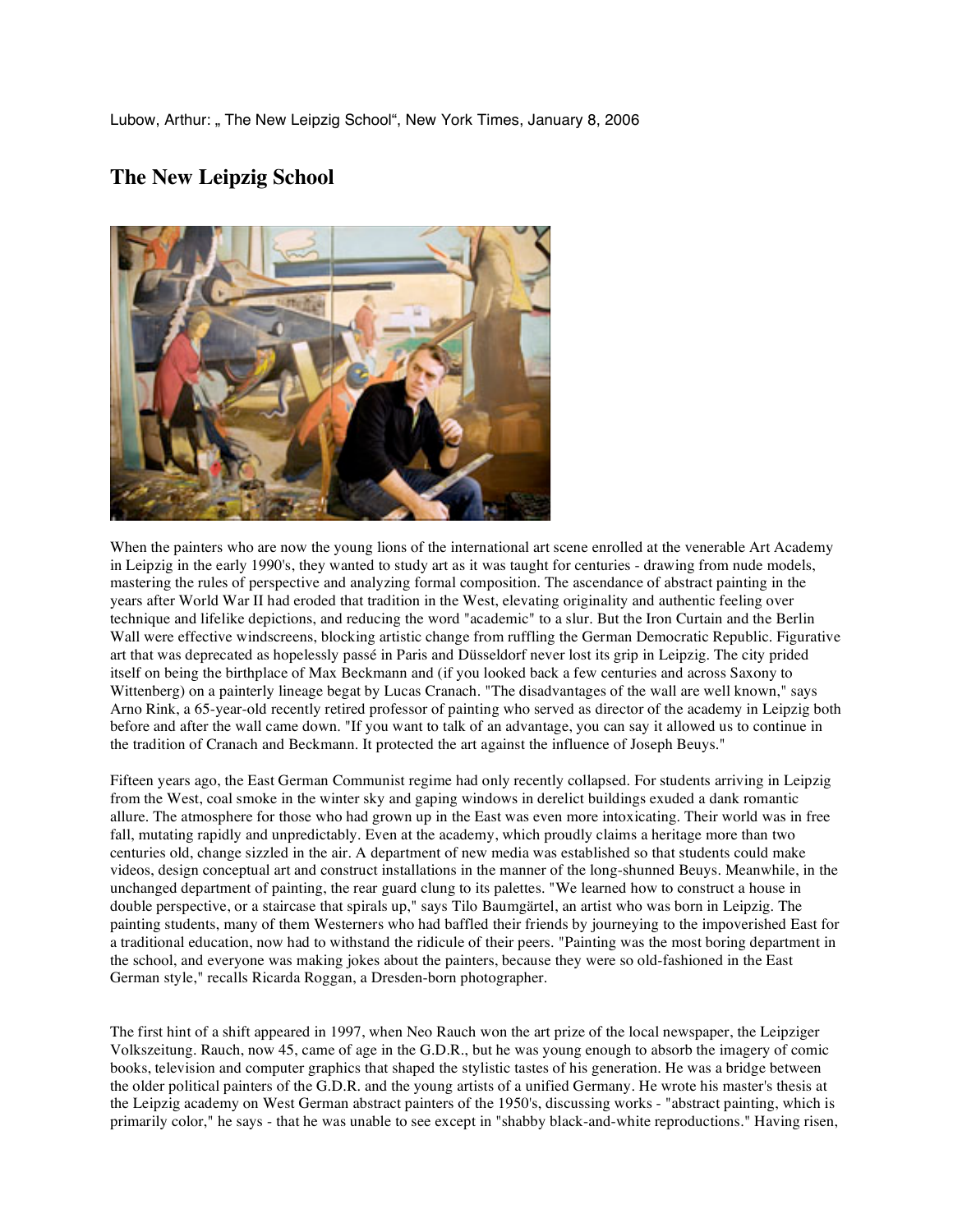Lubow, Arthur: „ The New Leipzig School“, New York Times, January 8, 2006

# The New Leipzig School

When the painters who are now the young lions of the international art scene enrolled at the venerable Art Academy in Leipzig in the early 1990's, they wanted to study art as it was taught for centuries - drawing from nude models, mastering the rules of perspective and analyzing formal composition. The ascendance of abstract painting in the years after World War II had eroded that tradition in the West, elevating originality and authentic feeling over technique and lifelike depictions, and reducing the word "academic" to a slur. But the Iron Curtain and the Berlin Wall were effective windscreens, blocking artistic change from ruffling the German Democratic Republic. Figurative art that was deprecated as hopelessly passé in Paris and Düsseldorf never lost its grip in Leipzig. The city prided itself on being the birthplace of Max Beckmann and (if you looked back a few centuries and across Saxony to Wittenberg) on a painterly lineage begat by Lucas Cranach. "The disadvantages of the wall are well known," says Arno Rink, a 65-year-old recently retired professor of painting who served as director of the academy in Leipzig both before and after the wall came down. "If you want to talk of an advantage, you can say it allowed us to continue in the tradition of Cranach and Beckmann. It protected the art against the influence of Joseph Beuys."

Fifteen years ago, the East German Communist regime had only recently collapsed. For students arriving in Leipzig from the West, coal smoke in the winter sky and gaping windows in derelict buildings exuded a dank romantic allure. The atmosphere for those who had grown up in the East was even more intoxicating. Their world was in free fall, mutating rapidly and unpredictably. Even at the academy, which proudly claims a heritage more than two centuries old, change sizzled in the air. A department of new media was established so that students could make videos, design conceptual art and construct installations in the manner of the long-shunned Beuys. Meanwhile, in the unchanged department of painting, the rear guard clung to its palettes. "We learned how to construct a house in double perspective, or a staircase that spirals up," says Tilo Baumgärtel, an artist who was born in Leipzig. The painting students, many of them Westerners who had baffled their friends by journeying to the impoverished East for a traditional education, now had to withstand the ridicule of their peers. "Painting was the most boring department in the school, and everyone was making jokes about the painters, because they were so old-fashioned in the East German style," recalls Ricarda Roggan, a Dresden-born photographer.

The first hint of a shift appeared in 1997, when Neo Rauch won the art prize of the local newspaper, the Leipziger Volkszeitung. Rauch, now 45, came of age in the G.D.R., but he was young enough to absorb the imagery of comic books, television and computer graphics that shaped the stylistic tastes of his generation. He was a bridge between the older political painters of the G.D.R. and the young artists of a unified Germany. He wrote his master's thesis at the Leipzig academy on West German abstract painters of the 1950's, discussing works - "abstract painting, which is primarily color," he says - that he was unable to see except in "shabby black-and-white reproductions." Having risen,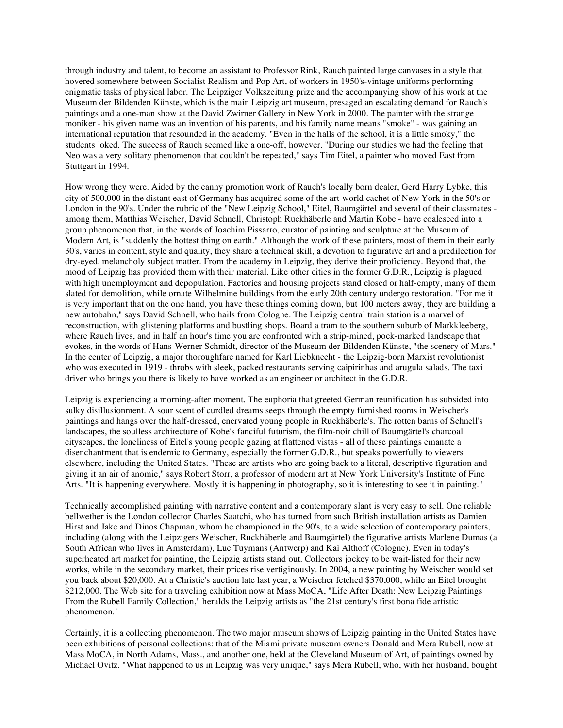through industry and talent, to become an assistant to Professor Rink, Rauch painted large canvases in a style that hovered somewhere between Socialist Realism and Pop Art, of workers in 1950's-vintage uniforms performing enigmatic tasks of physical labor. The Leipziger Volkszeitung prize and the accompanying show of his work at the Museum der Bildenden Künste, which is the main Leipzig art museum, presaged an escalating demand for Rauch's paintings and a one-man show at the David Zwirner Gallery in New York in 2000. The painter with the strange moniker - his given name was an invention of his parents, and his family name means "smoke" - was gaining an international reputation that resounded in the academy. "Even in the halls of the school, it is a little smoky," the students joked. The success of Rauch seemed like a one-off, however. "During our studies we had the feeling that Neo was a very solitary phenomenon that couldn't be repeated," says Tim Eitel, a painter who moved East from Stuttgart in 1994.

How wrong they were. Aided by the canny promotion work of Rauch's locally born dealer, Gerd Harry Lybke, this city of 500,000 in the distant east of Germany has acquired some of the art-world cachet of New York in the 50's or London in the 90's. Under the rubric of the "New Leipzig School," Eitel, Baumgärtel and several of their classmates - among them, Matthias Weischer, David Schnell, Christoph Ruckhäberle and Martin Kobe - have coalesced into a group phenomenon that, in the words of Joachim Pissarro, curator of painting and sculpture at the Museum of Modern Art, is "suddenly the hottest thing on earth." Although the work of these painters, most of them in their early 30's, varies in content, style and quality, they share a technical skill, a devotion to figurative art and a predilection for dry-eyed, melancholy subject matter. From the academy in Leipzig, they derive their proficiency. Beyond that, the mood of Leipzig has provided them with their material. Like other cities in the former G.D.R., Leipzig is plagued with high unemployment and depopulation. Factories and housing projects stand closed or half-empty, many of them slated for demolition, while ornate Wilhelmine buildings from the early 20th century undergo restoration. "For me it is very important that on the one hand, you have these things coming down, but 100 meters away, they are building a new autobahn," says David Schnell, who hails from Cologne. The Leipzig central train station is a marvel of reconstruction, with glistening platforms and bustling shops. Board a tram to the southern suburb of Markkleeberg, where Rauch lives, and in half an hour's time you are confronted with a strip-mined, pock-marked landscape that evokes, in the words of Hans-Werner Schmidt, director of the Museum der Bildenden Künste, "the scenery of Mars." In the center of Leipzig, a major thoroughfare named for Karl Liebknecht - the Leipzig-born Marxist revolutionist who was executed in 1919 - throbs with sleek, packed restaurants serving caipirinhas and arugula salads. The taxi driver who brings you there is likely to have worked as an engineer or architect in the G.D.R.

Leipzig is experiencing a morning-after moment. The euphoria that greeted German reunification has subsided into sulky disillusionment. A sour scent of curdled dreams seeps through the empty furnished rooms in Weischer's paintings and hangs over the half-dressed, enervated young people in Ruckhäberle's. The rotten barns of Schnell's landscapes, the soulless architecture of Kobe's fanciful futurism, the film-noir chill of Baumgärtel's charcoal cityscapes, the loneliness of Eitel's young people gazing at flattened vistas - all of these paintings emanate a disenchantment that is endemic to Germany, especially the former G.D.R., but speaks powerfully to viewers elsewhere, including the United States. "These are artists who are going back to a literal, descriptive figuration and giving it an air of anomie," says Robert Storr, a professor of modern art at New York University's Institute of Fine Arts. "It is happening everywhere. Mostly it is happening in photography, so it is interesting to see it in painting."

Technically accomplished painting with narrative content and a contemporary slant is very easy to sell. One reliable bellwether is the London collector Charles Saatchi, who has turned from such British installation artists as Damien Hirst and Jake and Dinos Chapman, whom he championed in the 90's, to a wide selection of contemporary painters, including (along with the Leipzigers Weischer, Ruckhäberle and Baumgärtel) the figurative artists Marlene Dumas (a South African who lives in Amsterdam), Luc Tuymans (Antwerp) and Kai Althoff (Cologne). Even in today's superheated art market for painting, the Leipzig artists stand out. Collectors jockey to be wait-listed for their new works, while in the secondary market, their prices rise vertiginously. In 2004, a new painting by Weischer would set you back about $20,000. At a Christie's auction late last year, a Weischer fetched $370,000, while an Eitel brought $212,000. The Web site for a traveling exhibition now at Mass MoCA, "Life After Death: New Leipzig Paintings From the Rubell Family Collection," heralds the Leipzig artists as "the 21st century's first bona fide artistic phenomenon."

Certainly, it is a collecting phenomenon. The two major museum shows of Leipzig painting in the United States have been exhibitions of personal collections: that of the Miami private museum owners Donald and Mera Rubell, now at Mass MoCA, in North Adams, Mass., and another one, held at the Cleveland Museum of Art, of paintings owned by Michael Ovitz. "What happened to us in Leipzig was very unique," says Mera Rubell, who, with her husband, bought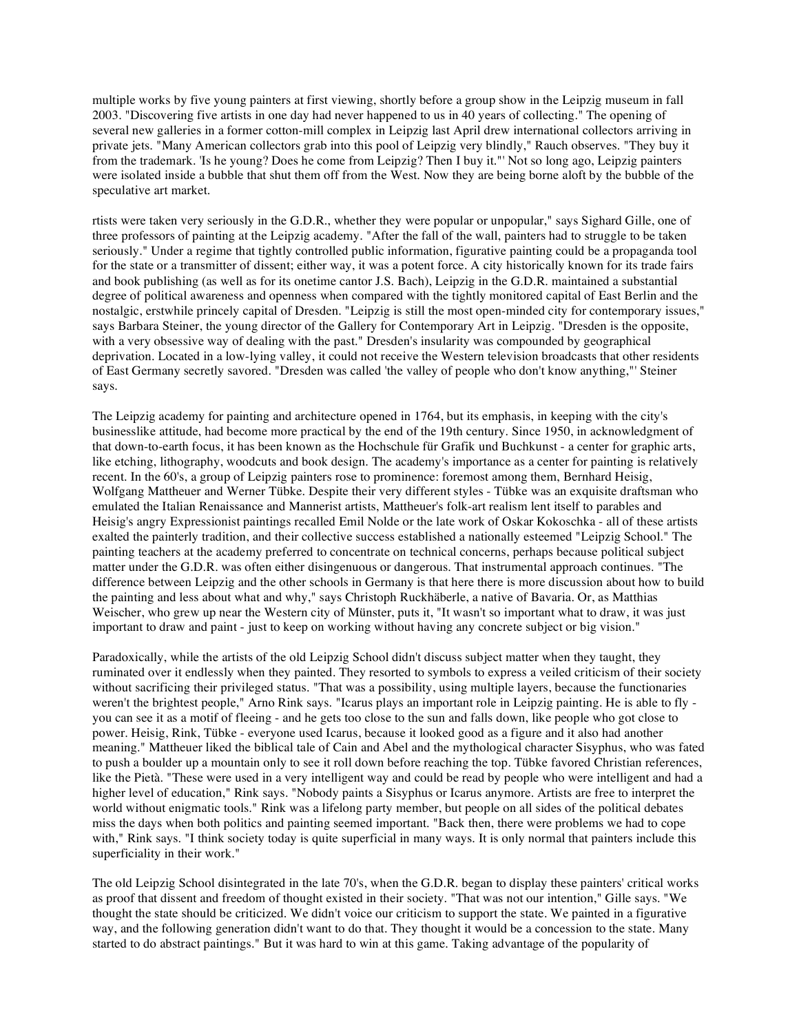multiple works by five young painters at first viewing, shortly before a group show in the Leipzig museum in fall 2003. "Discovering five artists in one day had never happened to us in 40 years of collecting." The opening of several new galleries in a former cotton-mill complex in Leipzig last April drew international collectors arriving in private jets. "Many American collectors grab into this pool of Leipzig very blindly," Rauch observes. "They buy it from the trademark. 'Is he young? Does he come from Leipzig? Then I buy it."' Not so long ago, Leipzig painters were isolated inside a bubble that shut them off from the West. Now they are being borne aloft by the bubble of the speculative art market.

rtists were taken very seriously in the G.D.R., whether they were popular or unpopular," says Sighard Gille, one of three professors of painting at the Leipzig academy. "After the fall of the wall, painters had to struggle to be taken seriously." Under a regime that tightly controlled public information, figurative painting could be a propaganda tool for the state or a transmitter of dissent; either way, it was a potent force. A city historically known for its trade fairs and book publishing (as well as for its onetime cantor J.S. Bach), Leipzig in the G.D.R. maintained a substantial degree of political awareness and openness when compared with the tightly monitored capital of East Berlin and the nostalgic, erstwhile princely capital of Dresden. "Leipzig is still the most open-minded city for contemporary issues," says Barbara Steiner, the young director of the Gallery for Contemporary Art in Leipzig. "Dresden is the opposite, with a very obsessive way of dealing with the past." Dresden's insularity was compounded by geographical deprivation. Located in a low-lying valley, it could not receive the Western television broadcasts that other residents of East Germany secretly savored. "Dresden was called 'the valley of people who don't know anything,"' Steiner says.

The Leipzig academy for painting and architecture opened in 1764, but its emphasis, in keeping with the city's businesslike attitude, had become more practical by the end of the 19th century. Since 1950, in acknowledgment of that down-to-earth focus, it has been known as the Hochschule für Grafik und Buchkunst - a center for graphic arts, like etching, lithography, woodcuts and book design. The academy's importance as a center for painting is relatively recent. In the 60's, a group of Leipzig painters rose to prominence: foremost among them, Bernhard Heisig, Wolfgang Mattheuer and Werner Tübke. Despite their very different styles - Tübke was an exquisite draftsman who emulated the Italian Renaissance and Mannerist artists, Mattheuer's folk-art realism lent itself to parables and Heisig's angry Expressionist paintings recalled Emil Nolde or the late work of Oskar Kokoschka - all of these artists exalted the painterly tradition, and their collective success established a nationally esteemed "Leipzig School." The painting teachers at the academy preferred to concentrate on technical concerns, perhaps because political subject matter under the G.D.R. was often either disingenuous or dangerous. That instrumental approach continues. "The difference between Leipzig and the other schools in Germany is that here there is more discussion about how to build the painting and less about what and why," says Christoph Ruckhäberle, a native of Bavaria. Or, as Matthias Weischer, who grew up near the Western city of Münster, puts it, "It wasn't so important what to draw, it was just important to draw and paint - just to keep on working without having any concrete subject or big vision."

Paradoxically, while the artists of the old Leipzig School didn't discuss subject matter when they taught, they ruminated over it endlessly when they painted. They resorted to symbols to express a veiled criticism of their society without sacrificing their privileged status. "That was a possibility, using multiple layers, because the functionaries weren't the brightest people," Arno Rink says. "Icarus plays an important role in Leipzig painting. He is able to fly - you can see it as a motif of fleeing - and he gets too close to the sun and falls down, like people who got close to power. Heisig, Rink, Tübke - everyone used Icarus, because it looked good as a figure and it also had another meaning." Mattheuer liked the biblical tale of Cain and Abel and the mythological character Sisyphus, who was fated to push a boulder up a mountain only to see it roll down before reaching the top. Tübke favored Christian references, like the Pietà. "These were used in a very intelligent way and could be read by people who were intelligent and had a higher level of education," Rink says. "Nobody paints a Sisyphus or Icarus anymore. Artists are free to interpret the world without enigmatic tools." Rink was a lifelong party member, but people on all sides of the political debates miss the days when both politics and painting seemed important. "Back then, there were problems we had to cope with," Rink says. "I think society today is quite superficial in many ways. It is only normal that painters include this superficiality in their work."

The old Leipzig School disintegrated in the late 70's, when the G.D.R. began to display these painters' critical works as proof that dissent and freedom of thought existed in their society. "That was not our intention," Gille says. "We thought the state should be criticized. We didn't voice our criticism to support the state. We painted in a figurative way, and the following generation didn't want to do that. They thought it would be a concession to the state. Many started to do abstract paintings." But it was hard to win at this game. Taking advantage of the popularity of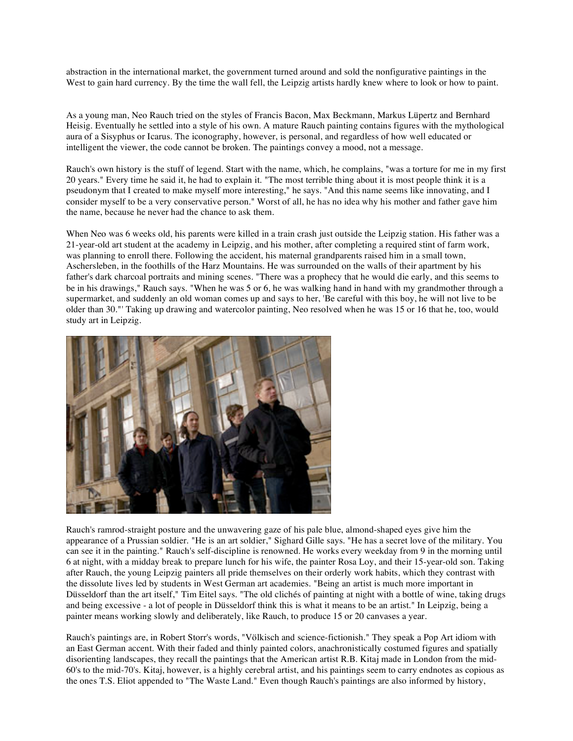abstraction in the international market, the government turned around and sold the nonfigurative paintings in the West to gain hard currency. By the time the wall fell, the Leipzig artists hardly knew where to look or how to paint.

As a young man, Neo Rauch tried on the styles of Francis Bacon, Max Beckmann, Markus Lüpertz and Bernhard Heisig. Eventually he settled into a style of his own. A mature Rauch painting contains figures with the mythological aura of a Sisyphus or Icarus. The iconography, however, is personal, and regardless of how well educated or intelligent the viewer, the code cannot be broken. The paintings convey a mood, not a message.

Rauch's own history is the stuff of legend. Start with the name, which, he complains, "was a torture for me in my first 20 years." Every time he said it, he had to explain it. "The most terrible thing about it is most people think it is a pseudonym that I created to make myself more interesting," he says. "And this name seems like innovating, and I consider myself to be a very conservative person." Worst of all, he has no idea why his mother and father gave him the name, because he never had the chance to ask them.

When Neo was 6 weeks old, his parents were killed in a train crash just outside the Leipzig station. His father was a 21-year-old art student at the academy in Leipzig, and his mother, after completing a required stint of farm work, was planning to enroll there. Following the accident, his maternal grandparents raised him in a small town, Aschersleben, in the foothills of the Harz Mountains. He was surrounded on the walls of their apartment by his father's dark charcoal portraits and mining scenes. "There was a prophecy that he would die early, and this seems to be in his drawings," Rauch says. "When he was 5 or 6, he was walking hand in hand with my grandmother through a supermarket, and suddenly an old woman comes up and says to her, 'Be careful with this boy, he will not live to be older than 30."' Taking up drawing and watercolor painting, Neo resolved when he was 15 or 16 that he, too, would study art in Leipzig.

Rauch's ramrod-straight posture and the unwavering gaze of his pale blue, almond-shaped eyes give him the appearance of a Prussian soldier. "He is an art soldier," Sighard Gille says. "He has a secret love of the military. You can see it in the painting." Rauch's self-discipline is renowned. He works every weekday from 9 in the morning until 6 at night, with a midday break to prepare lunch for his wife, the painter Rosa Loy, and their 15-year-old son. Taking after Rauch, the young Leipzig painters all pride themselves on their orderly work habits, which they contrast with the dissolute lives led by students in West German art academies. "Being an artist is much more important in Düsseldorf than the art itself," Tim Eitel says. "The old clichés of painting at night with a bottle of wine, taking drugs and being excessive - a lot of people in Düsseldorf think this is what it means to be an artist." In Leipzig, being a painter means working slowly and deliberately, like Rauch, to produce 15 or 20 canvases a year.

Rauch's paintings are, in Robert Storr's words, "Völkisch and science-fictionish." They speak a Pop Art idiom with an East German accent. With their faded and thinly painted colors, anachronistically costumed figures and spatially disorienting landscapes, they recall the paintings that the American artist R.B. Kitaj made in London from the mid-60's to the mid-70's. Kitaj, however, is a highly cerebral artist, and his paintings seem to carry endnotes as copious as the ones T.S. Eliot appended to "The Waste Land." Even though Rauch's paintings are also informed by history,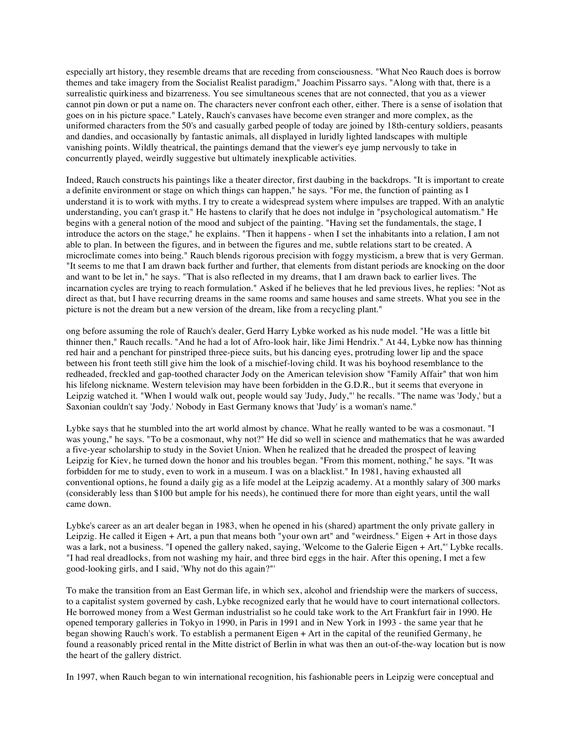especially art history, they resemble dreams that are receding from consciousness. "What Neo Rauch does is borrow themes and take imagery from the Socialist Realist paradigm," Joachim Pissarro says. "Along with that, there is a surrealistic quirkiness and bizarreness. You see simultaneous scenes that are not connected, that you as a viewer cannot pin down or put a name on. The characters never confront each other, either. There is a sense of isolation that goes on in his picture space." Lately, Rauch's canvases have become even stranger and more complex, as the uniformed characters from the 50's and casually garbed people of today are joined by 18th-century soldiers, peasants and dandies, and occasionally by fantastic animals, all displayed in luridly lighted landscapes with multiple vanishing points. Wildly theatrical, the paintings demand that the viewer's eye jump nervously to take in concurrently played, weirdly suggestive but ultimately inexplicable activities.

Indeed, Rauch constructs his paintings like a theater director, first daubing in the backdrops. "It is important to create a definite environment or stage on which things can happen," he says. "For me, the function of painting as I understand it is to work with myths. I try to create a widespread system where impulses are trapped. With an analytic understanding, you can't grasp it." He hastens to clarify that he does not indulge in "psychological automatism." He begins with a general notion of the mood and subject of the painting. "Having set the fundamentals, the stage, I introduce the actors on the stage," he explains. "Then it happens - when I set the inhabitants into a relation, I am not able to plan. In between the figures, and in between the figures and me, subtle relations start to be created. A microclimate comes into being." Rauch blends rigorous precision with foggy mysticism, a brew that is very German. "It seems to me that I am drawn back further and further, that elements from distant periods are knocking on the door and want to be let in," he says. "That is also reflected in my dreams, that I am drawn back to earlier lives. The incarnation cycles are trying to reach formulation." Asked if he believes that he led previous lives, he replies: "Not as direct as that, but I have recurring dreams in the same rooms and same houses and same streets. What you see in the picture is not the dream but a new version of the dream, like from a recycling plant."

ong before assuming the role of Rauch's dealer, Gerd Harry Lybke worked as his nude model. "He was a little bit thinner then," Rauch recalls. "And he had a lot of Afro-look hair, like Jimi Hendrix." At 44, Lybke now has thinning red hair and a penchant for pinstriped three-piece suits, but his dancing eyes, protruding lower lip and the space between his front teeth still give him the look of a mischief-loving child. It was his boyhood resemblance to the redheaded, freckled and gap-toothed character Jody on the American television show "Family Affair" that won him his lifelong nickname. Western television may have been forbidden in the G.D.R., but it seems that everyone in Leipzig watched it. "When I would walk out, people would say 'Judy, Judy,"' he recalls. "The name was 'Jody,' but a Saxonian couldn't say 'Jody.' Nobody in East Germany knows that 'Judy' is a woman's name."

Lybke says that he stumbled into the art world almost by chance. What he really wanted to be was a cosmonaut. "I was young," he says. "To be a cosmonaut, why not?" He did so well in science and mathematics that he was awarded a five-year scholarship to study in the Soviet Union. When he realized that he dreaded the prospect of leaving Leipzig for Kiev, he turned down the honor and his troubles began. "From this moment, nothing," he says. "It was forbidden for me to study, even to work in a museum. I was on a blacklist." In 1981, having exhausted all conventional options, he found a daily gig as a life model at the Leipzig academy. At a monthly salary of 300 marks (considerably less than $100 but ample for his needs), he continued there for more than eight years, until the wall came down.

Lybke's career as an art dealer began in 1983, when he opened in his (shared) apartment the only private gallery in Leipzig. He called it Eigen + Art, a pun that means both "your own art" and "weirdness." Eigen + Art in those days was a lark, not a business. "I opened the gallery naked, saying, 'Welcome to the Galerie Eigen + Art,"' Lybke recalls. "I had real dreadlocks, from not washing my hair, and three bird eggs in the hair. After this opening, I met a few good-looking girls, and I said, 'Why not do this again?"'

To make the transition from an East German life, in which sex, alcohol and friendship were the markers of success, to a capitalist system governed by cash, Lybke recognized early that he would have to court international collectors. He borrowed money from a West German industrialist so he could take work to the Art Frankfurt fair in 1990. He opened temporary galleries in Tokyo in 1990, in Paris in 1991 and in New York in 1993 - the same year that he began showing Rauch's work. To establish a permanent Eigen + Art in the capital of the reunified Germany, he found a reasonably priced rental in the Mitte district of Berlin in what was then an out-of-the-way location but is now the heart of the gallery district.

In 1997, when Rauch began to win international recognition, his fashionable peers in Leipzig were conceptual and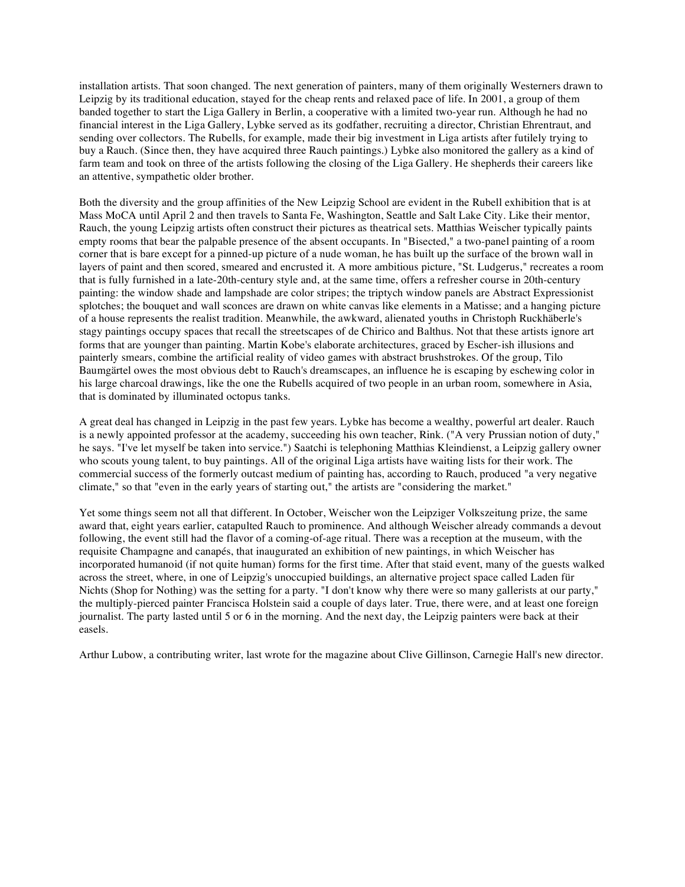installation artists. That soon changed. The next generation of painters, many of them originally Westerners drawn to Leipzig by its traditional education, stayed for the cheap rents and relaxed pace of life. In 2001, a group of them banded together to start the Liga Gallery in Berlin, a cooperative with a limited two-year run. Although he had no financial interest in the Liga Gallery, Lybke served as its godfather, recruiting a director, Christian Ehrentraut, and sending over collectors. The Rubells, for example, made their big investment in Liga artists after futilely trying to buy a Rauch. (Since then, they have acquired three Rauch paintings.) Lybke also monitored the gallery as a kind of farm team and took on three of the artists following the closing of the Liga Gallery. He shepherds their careers like an attentive, sympathetic older brother.

Both the diversity and the group affinities of the New Leipzig School are evident in the Rubell exhibition that is at Mass MoCA until April 2 and then travels to Santa Fe, Washington, Seattle and Salt Lake City. Like their mentor, Rauch, the young Leipzig artists often construct their pictures as theatrical sets. Matthias Weischer typically paints empty rooms that bear the palpable presence of the absent occupants. In "Bisected," a two-panel painting of a room corner that is bare except for a pinned-up picture of a nude woman, he has built up the surface of the brown wall in layers of paint and then scored, smeared and encrusted it. A more ambitious picture, "St. Ludgerus," recreates a room that is fully furnished in a late-20th-century style and, at the same time, offers a refresher course in 20th-century painting: the window shade and lampshade are color stripes; the triptych window panels are Abstract Expressionist splotches; the bouquet and wall sconces are drawn on white canvas like elements in a Matisse; and a hanging picture of a house represents the realist tradition. Meanwhile, the awkward, alienated youths in Christoph Ruckhäberle's stagy paintings occupy spaces that recall the streetscapes of de Chirico and Balthus. Not that these artists ignore art forms that are younger than painting. Martin Kobe's elaborate architectures, graced by Escher-ish illusions and painterly smears, combine the artificial reality of video games with abstract brushstrokes. Of the group, Tilo Baumgärtel owes the most obvious debt to Rauch's dreamscapes, an influence he is escaping by eschewing color in his large charcoal drawings, like the one the Rubells acquired of two people in an urban room, somewhere in Asia, that is dominated by illuminated octopus tanks.

A great deal has changed in Leipzig in the past few years. Lybke has become a wealthy, powerful art dealer. Rauch is a newly appointed professor at the academy, succeeding his own teacher, Rink. ("A very Prussian notion of duty," he says. "I've let myself be taken into service.") Saatchi is telephoning Matthias Kleindienst, a Leipzig gallery owner who scouts young talent, to buy paintings. All of the original Liga artists have waiting lists for their work. The commercial success of the formerly outcast medium of painting has, according to Rauch, produced "a very negative climate," so that "even in the early years of starting out," the artists are "considering the market."

Yet some things seem not all that different. In October, Weischer won the Leipziger Volkszeitung prize, the same award that, eight years earlier, catapulted Rauch to prominence. And although Weischer already commands a devout following, the event still had the flavor of a coming-of-age ritual. There was a reception at the museum, with the requisite Champagne and canapés, that inaugurated an exhibition of new paintings, in which Weischer has incorporated humanoid (if not quite human) forms for the first time. After that staid event, many of the guests walked across the street, where, in one of Leipzig's unoccupied buildings, an alternative project space called Laden für Nichts (Shop for Nothing) was the setting for a party. "I don't know why there were so many gallerists at our party," the multiply-pierced painter Francisca Holstein said a couple of days later. True, there were, and at least one foreign journalist. The party lasted until 5 or 6 in the morning. And the next day, the Leipzig painters were back at their easels.

Arthur Lubow, a contributing writer, last wrote for the magazine about Clive Gillinson, Carnegie Hall's new director.